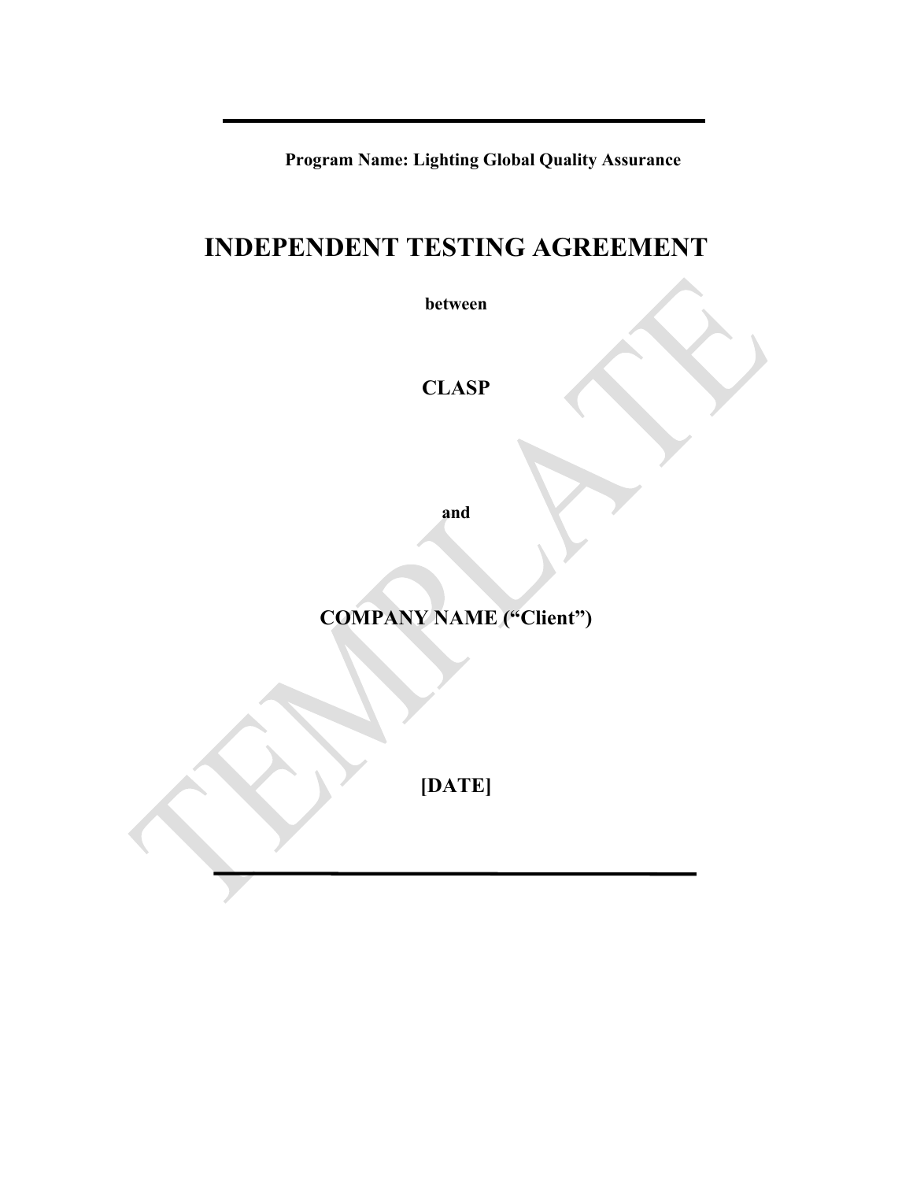**Program Name: Lighting Global Quality Assurance**

# INDEPENDENT TESTING AGREEMENT

**between**

**CLASP**

**and**

**COMPANY NAME (“Client”)**

**[DATE]**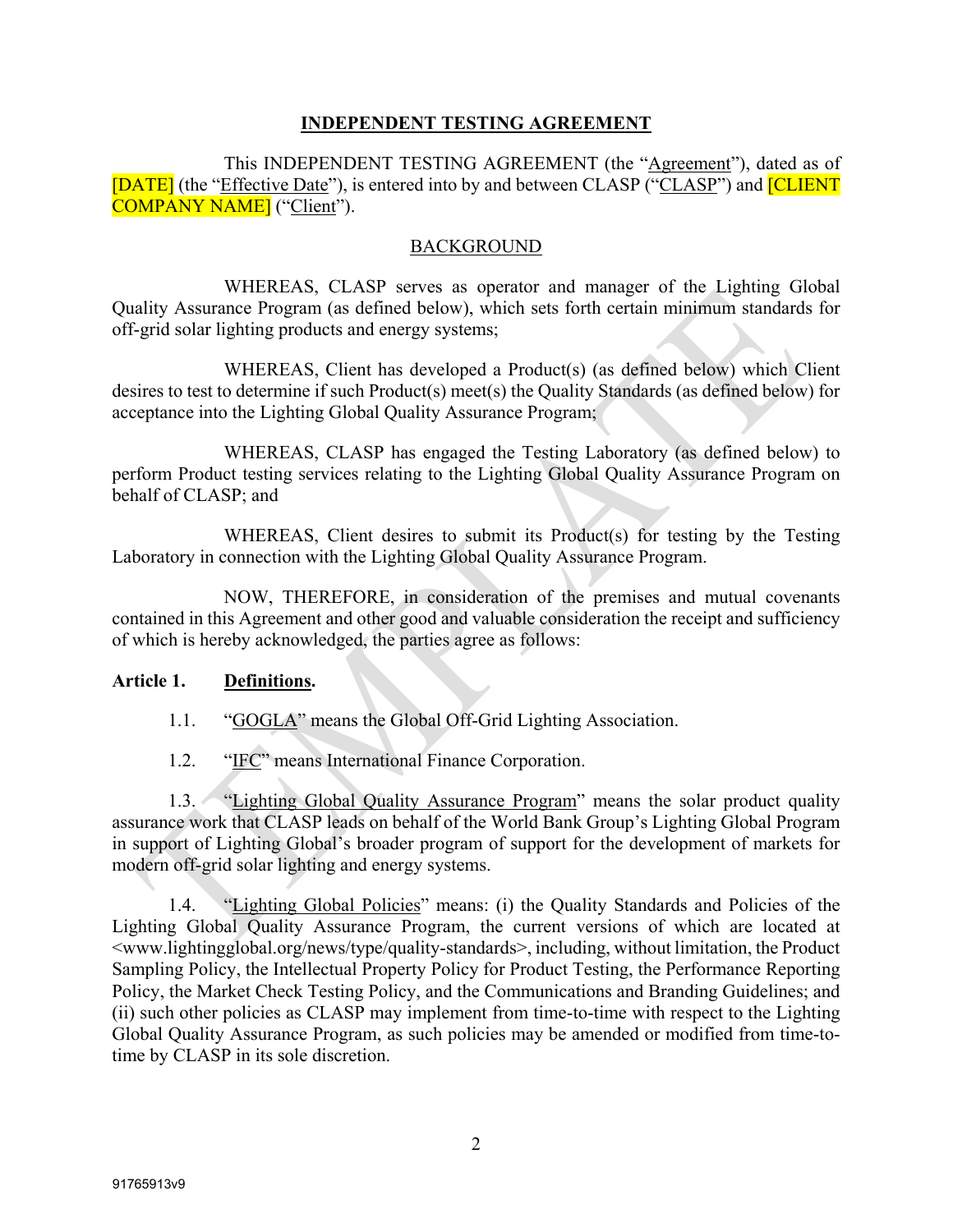# INDEPENDENT TESTING AGREEMENT

This INDEPENDENT TESTING AGREEMENT (the "Agreement"), dated as of [DATE] (the "Effective Date"), is entered into by and between CLASP ("CLASP") and [CLIENT COMPANY NAME] ("Client").

## BACKGROUND

WHEREAS, CLASP serves as operator and manager of the Lighting Global Quality Assurance Program (as defined below), which sets forth certain minimum standards for off-grid solar lighting products and energy systems;

WHEREAS, Client has developed a Product(s) (as defined below) which Client desires to test to determine if such Product(s) meet(s) the Quality Standards (as defined below) for acceptance into the Lighting Global Quality Assurance Program;

WHEREAS, CLASP has engaged the Testing Laboratory (as defined below) to perform Product testing services relating to the Lighting Global Quality Assurance Program on behalf of CLASP; and

WHEREAS, Client desires to submit its Product(s) for testing by the Testing Laboratory in connection with the Lighting Global Quality Assurance Program.

NOW, THEREFORE, in consideration of the premises and mutual covenants contained in this Agreement and other good and valuable consideration the receipt and sufficiency of which is hereby acknowledged, the parties agree as follows:

**Article 1. Definitions.**

1.1. "GOGLA" means the Global Off-Grid Lighting Association.

1.2. "IFC" means International Finance Corporation.

1.3. "Lighting Global Quality Assurance Program" means the solar product quality assurance work that CLASP leads on behalf of the World Bank Group's Lighting Global Program in support of Lighting Global's broader program of support for the development of markets for modern off-grid solar lighting and energy systems.

1.4. "Lighting Global Policies" means: (i) the Quality Standards and Policies of the Lighting Global Quality Assurance Program, the current versions of which are located at <www.lightingglobal.org/news/type/quality-standards>, including, without limitation, the Product Sampling Policy, the Intellectual Property Policy for Product Testing, the Performance Reporting Policy, the Market Check Testing Policy, and the Communications and Branding Guidelines; and (ii) such other policies as CLASP may implement from time-to-time with respect to the Lighting Global Quality Assurance Program, as such policies may be amended or modified from time-to-time by CLASP in its sole discretion.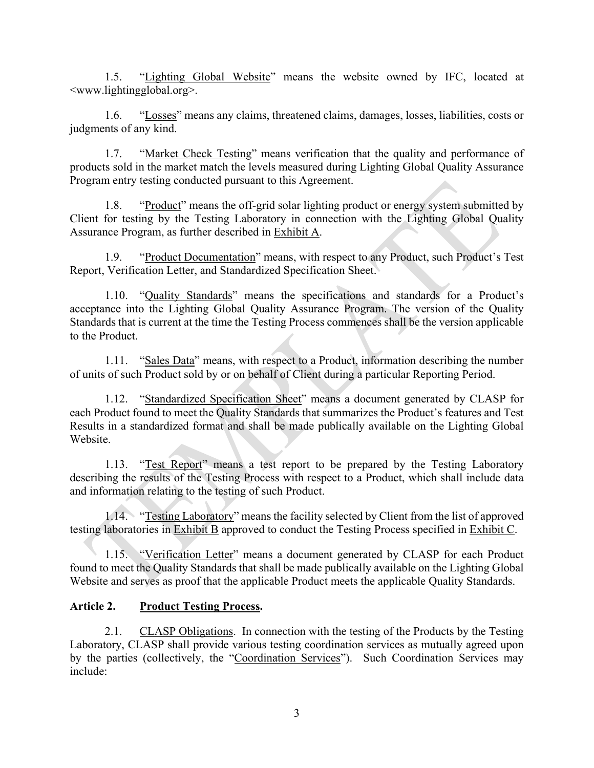1.5. "Lighting Global Website" means the website owned by IFC, located at <www.lightingglobal.org>.

1.6. "Losses" means any claims, threatened claims, damages, losses, liabilities, costs or judgments of any kind.

1.7. "Market Check Testing" means verification that the quality and performance of products sold in the market match the levels measured during Lighting Global Quality Assurance Program entry testing conducted pursuant to this Agreement.

1.8. "Product" means the off-grid solar lighting product or energy system submitted by Client for testing by the Testing Laboratory in connection with the Lighting Global Quality Assurance Program, as further described in Exhibit A.

1.9. "Product Documentation" means, with respect to any Product, such Product's Test Report, Verification Letter, and Standardized Specification Sheet.

1.10. "Quality Standards" means the specifications and standards for a Product's acceptance into the Lighting Global Quality Assurance Program. The version of the Quality Standards that is current at the time the Testing Process commences shall be the version applicable to the Product.

1.11. "Sales Data" means, with respect to a Product, information describing the number of units of such Product sold by or on behalf of Client during a particular Reporting Period.

1.12. "Standardized Specification Sheet" means a document generated by CLASP for each Product found to meet the Quality Standards that summarizes the Product's features and Test Results in a standardized format and shall be made publically available on the Lighting Global Website.

1.13. "Test Report" means a test report to be prepared by the Testing Laboratory describing the results of the Testing Process with respect to a Product, which shall include data and information relating to the testing of such Product.

1.14. "Testing Laboratory" means the facility selected by Client from the list of approved testing laboratories in Exhibit B approved to conduct the Testing Process specified in Exhibit C.

1.15. "Verification Letter" means a document generated by CLASP for each Product found to meet the Quality Standards that shall be made publically available on the Lighting Global Website and serves as proof that the applicable Product meets the applicable Quality Standards.

## Article 2. Product Testing Process.

2.1. CLASP Obligations. In connection with the testing of the Products by the Testing Laboratory, CLASP shall provide various testing coordination services as mutually agreed upon by the parties (collectively, the "Coordination Services"). Such Coordination Services may include: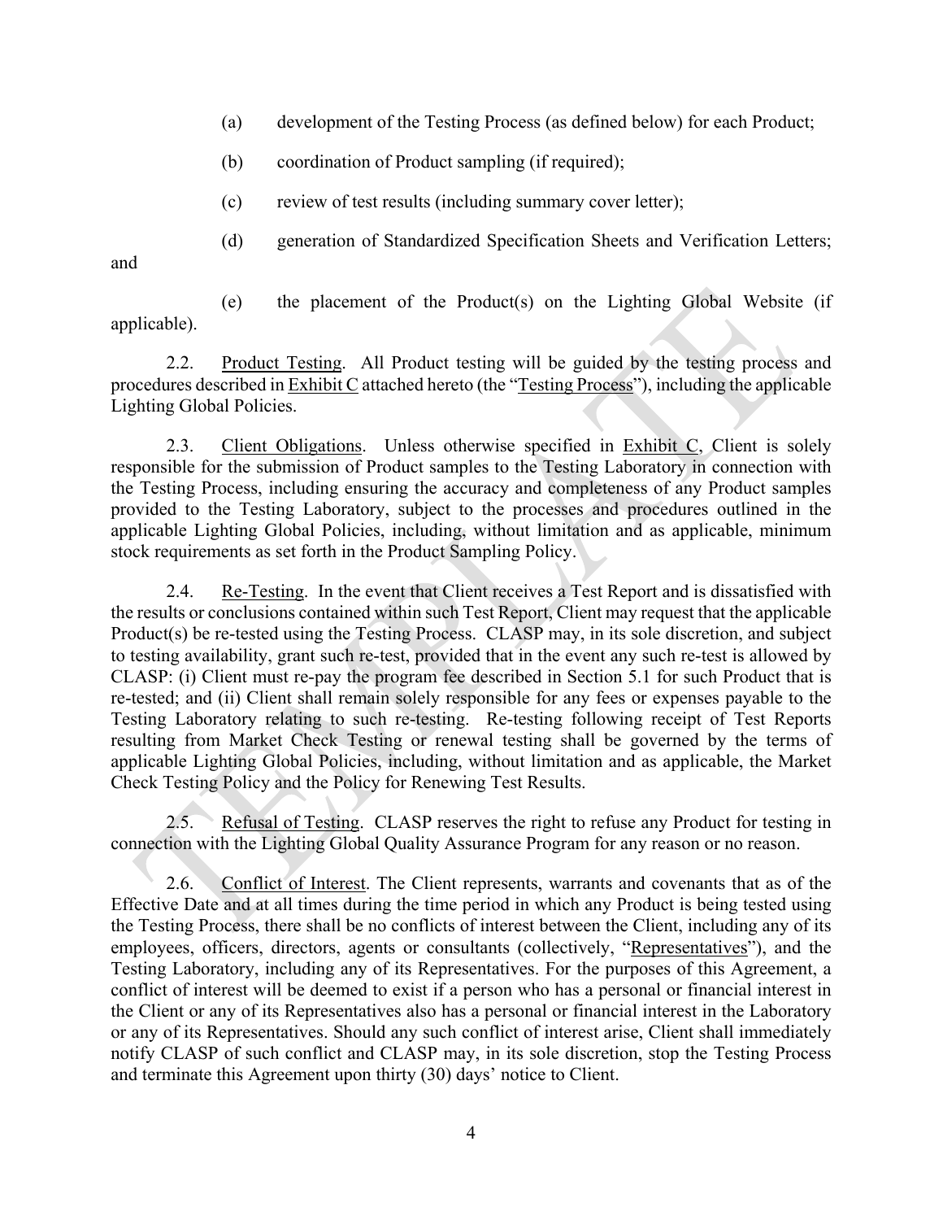(a) development of the Testing Process (as defined below) for each Product;

(b) coordination of Product sampling (if required);

(c) review of test results (including summary cover letter);

(d) generation of Standardized Specification Sheets and Verification Letters; and

(e) the placement of the Product(s) on the Lighting Global Website (if applicable).

2.2. Product Testing. All Product testing will be guided by the testing process and procedures described in Exhibit C attached hereto (the "Testing Process"), including the applicable Lighting Global Policies.

2.3. Client Obligations. Unless otherwise specified in Exhibit C, Client is solely responsible for the submission of Product samples to the Testing Laboratory in connection with the Testing Process, including ensuring the accuracy and completeness of any Product samples provided to the Testing Laboratory, subject to the processes and procedures outlined in the applicable Lighting Global Policies, including, without limitation and as applicable, minimum stock requirements as set forth in the Product Sampling Policy.

2.4. Re-Testing. In the event that Client receives a Test Report and is dissatisfied with the results or conclusions contained within such Test Report, Client may request that the applicable Product(s) be re-tested using the Testing Process. CLASP may, in its sole discretion, and subject to testing availability, grant such re-test, provided that in the event any such re-test is allowed by CLASP: (i) Client must re-pay the program fee described in Section 5.1 for such Product that is re-tested; and (ii) Client shall remain solely responsible for any fees or expenses payable to the Testing Laboratory relating to such re-testing. Re-testing following receipt of Test Reports resulting from Market Check Testing or renewal testing shall be governed by the terms of applicable Lighting Global Policies, including, without limitation and as applicable, the Market Check Testing Policy and the Policy for Renewing Test Results.

2.5. Refusal of Testing. CLASP reserves the right to refuse any Product for testing in connection with the Lighting Global Quality Assurance Program for any reason or no reason.

2.6. Conflict of Interest. The Client represents, warrants and covenants that as of the Effective Date and at all times during the time period in which any Product is being tested using the Testing Process, there shall be no conflicts of interest between the Client, including any of its employees, officers, directors, agents or consultants (collectively, "Representatives"), and the Testing Laboratory, including any of its Representatives. For the purposes of this Agreement, a conflict of interest will be deemed to exist if a person who has a personal or financial interest in the Client or any of its Representatives also has a personal or financial interest in the Laboratory or any of its Representatives. Should any such conflict of interest arise, Client shall immediately notify CLASP of such conflict and CLASP may, in its sole discretion, stop the Testing Process and terminate this Agreement upon thirty (30) days' notice to Client.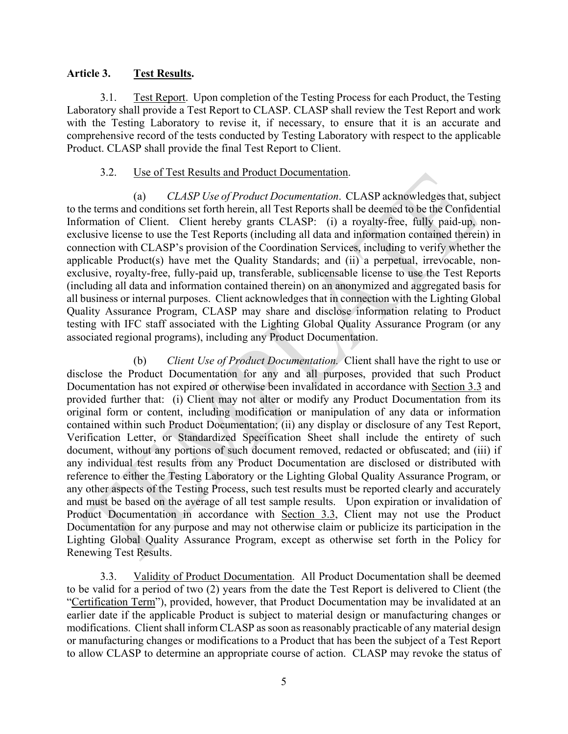## Article 3. Test Results.

3.1. Test Report. Upon completion of the Testing Process for each Product, the Testing Laboratory shall provide a Test Report to CLASP. CLASP shall review the Test Report and work with the Testing Laboratory to revise it, if necessary, to ensure that it is an accurate and comprehensive record of the tests conducted by Testing Laboratory with respect to the applicable Product. CLASP shall provide the final Test Report to Client.

3.2. Use of Test Results and Product Documentation.

(a) *CLASP Use of Product Documentation*. CLASP acknowledges that, subject to the terms and conditions set forth herein, all Test Reports shall be deemed to be the Confidential Information of Client. Client hereby grants CLASP: (i) a royalty-free, fully paid-up, non-exclusive license to use the Test Reports (including all data and information contained therein) in connection with CLASP's provision of the Coordination Services, including to verify whether the applicable Product(s) have met the Quality Standards; and (ii) a perpetual, irrevocable, non-exclusive, royalty-free, fully-paid up, transferable, sublicensable license to use the Test Reports (including all data and information contained therein) on an anonymized and aggregated basis for all business or internal purposes. Client acknowledges that in connection with the Lighting Global Quality Assurance Program, CLASP may share and disclose information relating to Product testing with IFC staff associated with the Lighting Global Quality Assurance Program (or any associated regional programs), including any Product Documentation.

(b) *Client Use of Product Documentation.* Client shall have the right to use or disclose the Product Documentation for any and all purposes, provided that such Product Documentation has not expired or otherwise been invalidated in accordance with Section 3.3 and provided further that: (i) Client may not alter or modify any Product Documentation from its original form or content, including modification or manipulation of any data or information contained within such Product Documentation; (ii) any display or disclosure of any Test Report, Verification Letter, or Standardized Specification Sheet shall include the entirety of such document, without any portions of such document removed, redacted or obfuscated; and (iii) if any individual test results from any Product Documentation are disclosed or distributed with reference to either the Testing Laboratory or the Lighting Global Quality Assurance Program, or any other aspects of the Testing Process, such test results must be reported clearly and accurately and must be based on the average of all test sample results. Upon expiration or invalidation of Product Documentation in accordance with Section 3.3, Client may not use the Product Documentation for any purpose and may not otherwise claim or publicize its participation in the Lighting Global Quality Assurance Program, except as otherwise set forth in the Policy for Renewing Test Results.

3.3. Validity of Product Documentation. All Product Documentation shall be deemed to be valid for a period of two (2) years from the date the Test Report is delivered to Client (the "Certification Term"), provided, however, that Product Documentation may be invalidated at an earlier date if the applicable Product is subject to material design or manufacturing changes or modifications. Client shall inform CLASP as soon as reasonably practicable of any material design or manufacturing changes or modifications to a Product that has been the subject of a Test Report to allow CLASP to determine an appropriate course of action. CLASP may revoke the status of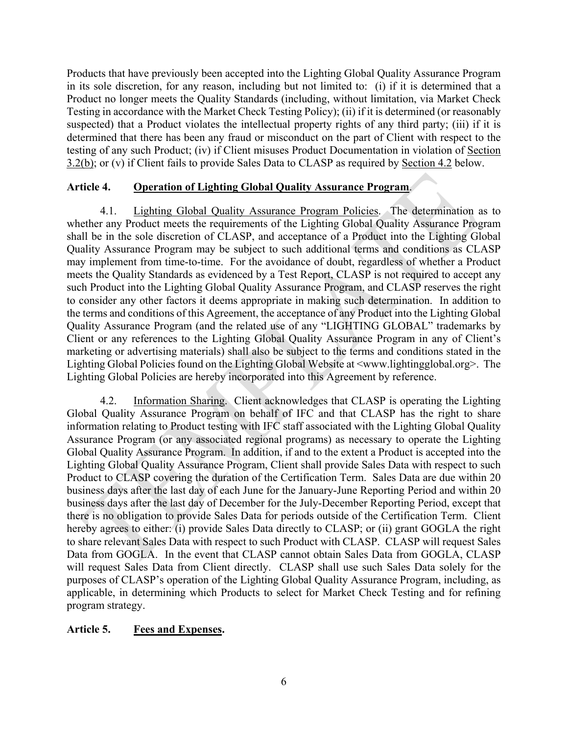Products that have previously been accepted into the Lighting Global Quality Assurance Program in its sole discretion, for any reason, including but not limited to: (i) if it is determined that a Product no longer meets the Quality Standards (including, without limitation, via Market Check Testing in accordance with the Market Check Testing Policy); (ii) if it is determined (or reasonably suspected) that a Product violates the intellectual property rights of any third party; (iii) if it is determined that there has been any fraud or misconduct on the part of Client with respect to the testing of any such Product; (iv) if Client misuses Product Documentation in violation of Section 3.2(b); or (v) if Client fails to provide Sales Data to CLASP as required by Section 4.2 below.

## Article 4. Operation of Lighting Global Quality Assurance Program.

4.1. Lighting Global Quality Assurance Program Policies. The determination as to whether any Product meets the requirements of the Lighting Global Quality Assurance Program shall be in the sole discretion of CLASP, and acceptance of a Product into the Lighting Global Quality Assurance Program may be subject to such additional terms and conditions as CLASP may implement from time-to-time. For the avoidance of doubt, regardless of whether a Product meets the Quality Standards as evidenced by a Test Report, CLASP is not required to accept any such Product into the Lighting Global Quality Assurance Program, and CLASP reserves the right to consider any other factors it deems appropriate in making such determination. In addition to the terms and conditions of this Agreement, the acceptance of any Product into the Lighting Global Quality Assurance Program (and the related use of any "LIGHTING GLOBAL" trademarks by Client or any references to the Lighting Global Quality Assurance Program in any of Client's marketing or advertising materials) shall also be subject to the terms and conditions stated in the Lighting Global Policies found on the Lighting Global Website at <www.lightingglobal.org>. The Lighting Global Policies are hereby incorporated into this Agreement by reference.

4.2. Information Sharing. Client acknowledges that CLASP is operating the Lighting Global Quality Assurance Program on behalf of IFC and that CLASP has the right to share information relating to Product testing with IFC staff associated with the Lighting Global Quality Assurance Program (or any associated regional programs) as necessary to operate the Lighting Global Quality Assurance Program. In addition, if and to the extent a Product is accepted into the Lighting Global Quality Assurance Program, Client shall provide Sales Data with respect to such Product to CLASP covering the duration of the Certification Term. Sales Data are due within 20 business days after the last day of each June for the January-June Reporting Period and within 20 business days after the last day of December for the July-December Reporting Period, except that there is no obligation to provide Sales Data for periods outside of the Certification Term. Client hereby agrees to either: (i) provide Sales Data directly to CLASP; or (ii) grant GOGLA the right to share relevant Sales Data with respect to such Product with CLASP. CLASP will request Sales Data from GOGLA. In the event that CLASP cannot obtain Sales Data from GOGLA, CLASP will request Sales Data from Client directly. CLASP shall use such Sales Data solely for the purposes of CLASP's operation of the Lighting Global Quality Assurance Program, including, as applicable, in determining which Products to select for Market Check Testing and for refining program strategy.

## Article 5. Fees and Expenses.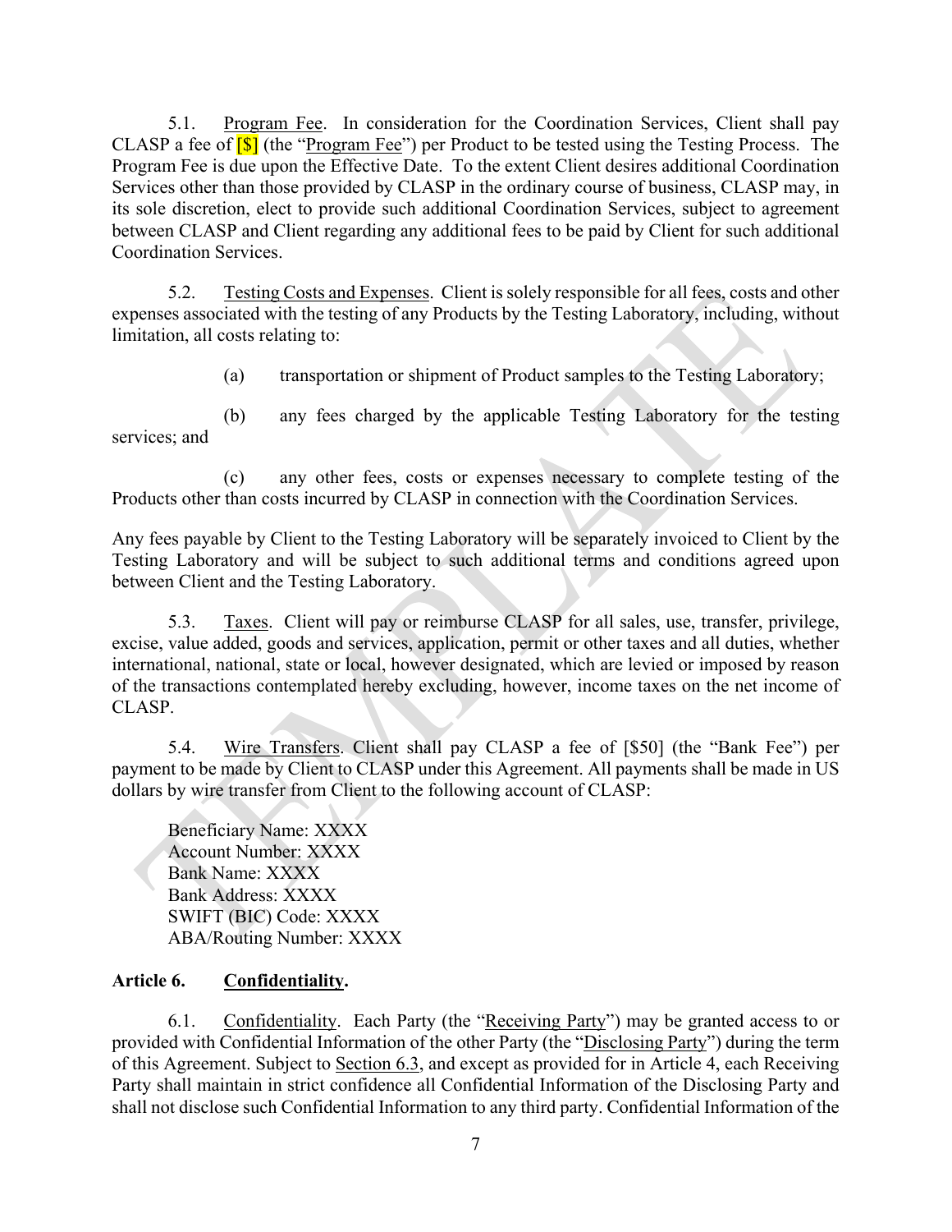5.1. Program Fee. In consideration for the Coordination Services, Client shall pay CLASP a fee of [$] (the "Program Fee") per Product to be tested using the Testing Process. The Program Fee is due upon the Effective Date. To the extent Client desires additional Coordination Services other than those provided by CLASP in the ordinary course of business, CLASP may, in its sole discretion, elect to provide such additional Coordination Services, subject to agreement between CLASP and Client regarding any additional fees to be paid by Client for such additional Coordination Services.

5.2. Testing Costs and Expenses. Client is solely responsible for all fees, costs and other expenses associated with the testing of any Products by the Testing Laboratory, including, without limitation, all costs relating to:

(a) transportation or shipment of Product samples to the Testing Laboratory;

(b) any fees charged by the applicable Testing Laboratory for the testing services; and

(c) any other fees, costs or expenses necessary to complete testing of the Products other than costs incurred by CLASP in connection with the Coordination Services.

Any fees payable by Client to the Testing Laboratory will be separately invoiced to Client by the Testing Laboratory and will be subject to such additional terms and conditions agreed upon between Client and the Testing Laboratory.

5.3. Taxes. Client will pay or reimburse CLASP for all sales, use, transfer, privilege, excise, value added, goods and services, application, permit or other taxes and all duties, whether international, national, state or local, however designated, which are levied or imposed by reason of the transactions contemplated hereby excluding, however, income taxes on the net income of CLASP.

5.4. Wire Transfers. Client shall pay CLASP a fee of [$50] (the "Bank Fee") per payment to be made by Client to CLASP under this Agreement. All payments shall be made in US dollars by wire transfer from Client to the following account of CLASP:

Beneficiary Name: XXXX
Account Number: XXXX
Bank Name: XXXX
Bank Address: XXXX
SWIFT (BIC) Code: XXXX
ABA/Routing Number: XXXX

**Article 6. Confidentiality.**

6.1. Confidentiality. Each Party (the "Receiving Party") may be granted access to or provided with Confidential Information of the other Party (the "Disclosing Party") during the term of this Agreement. Subject to Section 6.3, and except as provided for in Article 4, each Receiving Party shall maintain in strict confidence all Confidential Information of the Disclosing Party and shall not disclose such Confidential Information to any third party. Confidential Information of the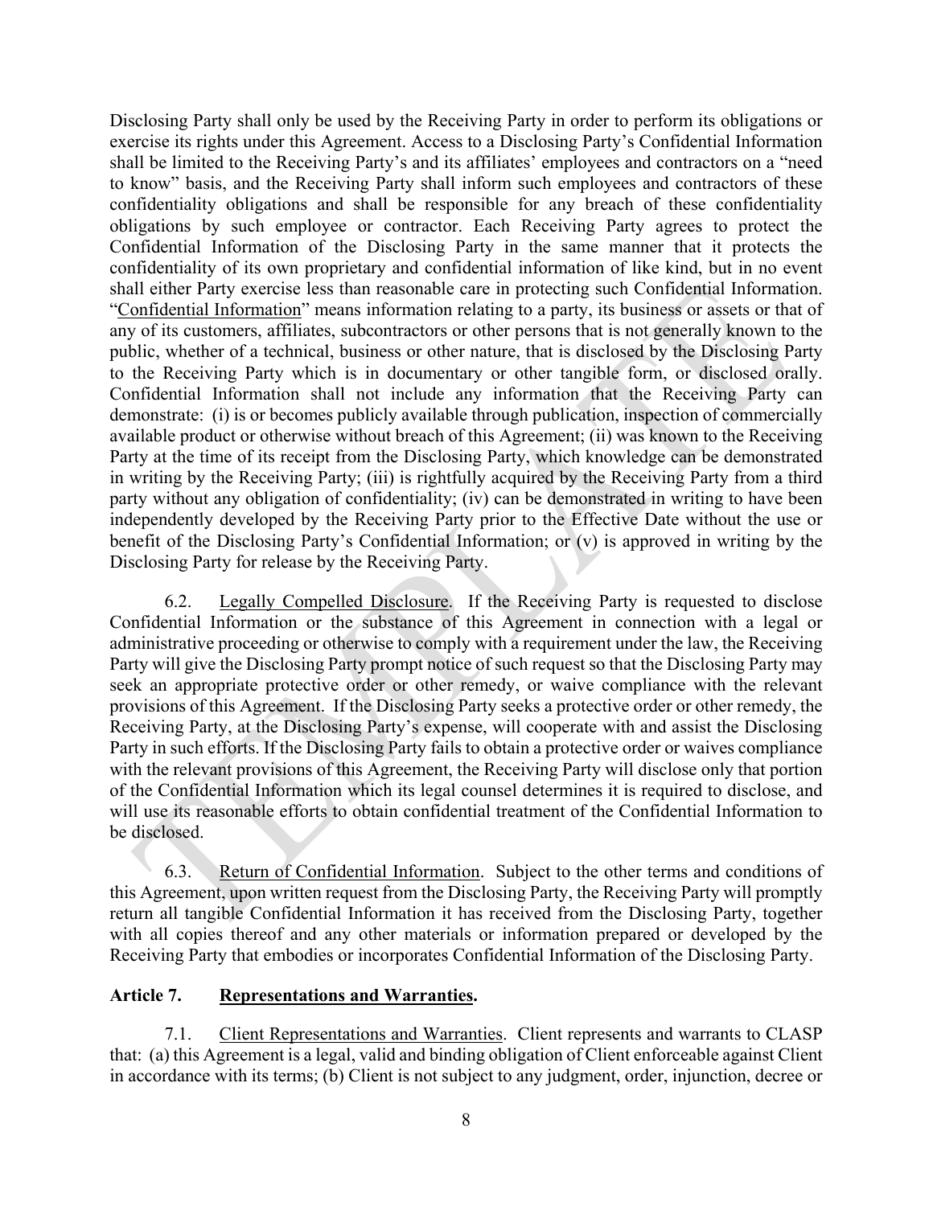Disclosing Party shall only be used by the Receiving Party in order to perform its obligations or exercise its rights under this Agreement. Access to a Disclosing Party's Confidential Information shall be limited to the Receiving Party's and its affiliates' employees and contractors on a "need to know" basis, and the Receiving Party shall inform such employees and contractors of these confidentiality obligations and shall be responsible for any breach of these confidentiality obligations by such employee or contractor. Each Receiving Party agrees to protect the Confidential Information of the Disclosing Party in the same manner that it protects the confidentiality of its own proprietary and confidential information of like kind, but in no event shall either Party exercise less than reasonable care in protecting such Confidential Information. "Confidential Information" means information relating to a party, its business or assets or that of any of its customers, affiliates, subcontractors or other persons that is not generally known to the public, whether of a technical, business or other nature, that is disclosed by the Disclosing Party to the Receiving Party which is in documentary or other tangible form, or disclosed orally. Confidential Information shall not include any information that the Receiving Party can demonstrate: (i) is or becomes publicly available through publication, inspection of commercially available product or otherwise without breach of this Agreement; (ii) was known to the Receiving Party at the time of its receipt from the Disclosing Party, which knowledge can be demonstrated in writing by the Receiving Party; (iii) is rightfully acquired by the Receiving Party from a third party without any obligation of confidentiality; (iv) can be demonstrated in writing to have been independently developed by the Receiving Party prior to the Effective Date without the use or benefit of the Disclosing Party's Confidential Information; or (v) is approved in writing by the Disclosing Party for release by the Receiving Party.

6.2. Legally Compelled Disclosure. If the Receiving Party is requested to disclose Confidential Information or the substance of this Agreement in connection with a legal or administrative proceeding or otherwise to comply with a requirement under the law, the Receiving Party will give the Disclosing Party prompt notice of such request so that the Disclosing Party may seek an appropriate protective order or other remedy, or waive compliance with the relevant provisions of this Agreement. If the Disclosing Party seeks a protective order or other remedy, the Receiving Party, at the Disclosing Party's expense, will cooperate with and assist the Disclosing Party in such efforts. If the Disclosing Party fails to obtain a protective order or waives compliance with the relevant provisions of this Agreement, the Receiving Party will disclose only that portion of the Confidential Information which its legal counsel determines it is required to disclose, and will use its reasonable efforts to obtain confidential treatment of the Confidential Information to be disclosed.

6.3. Return of Confidential Information. Subject to the other terms and conditions of this Agreement, upon written request from the Disclosing Party, the Receiving Party will promptly return all tangible Confidential Information it has received from the Disclosing Party, together with all copies thereof and any other materials or information prepared or developed by the Receiving Party that embodies or incorporates Confidential Information of the Disclosing Party.

## Article 7. Representations and Warranties.

7.1. Client Representations and Warranties. Client represents and warrants to CLASP that: (a) this Agreement is a legal, valid and binding obligation of Client enforceable against Client in accordance with its terms; (b) Client is not subject to any judgment, order, injunction, decree or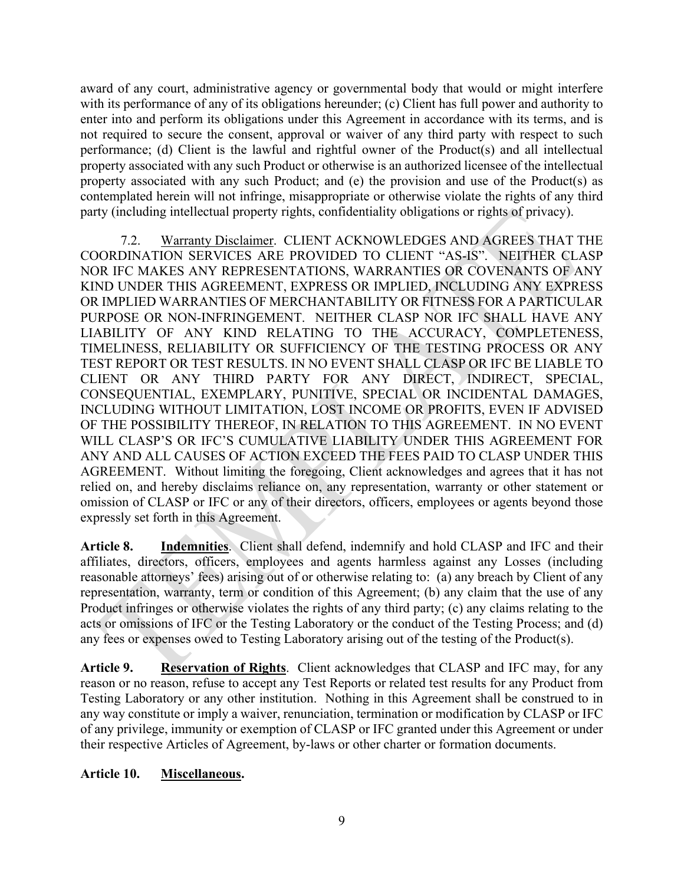award of any court, administrative agency or governmental body that would or might interfere with its performance of any of its obligations hereunder; (c) Client has full power and authority to enter into and perform its obligations under this Agreement in accordance with its terms, and is not required to secure the consent, approval or waiver of any third party with respect to such performance; (d) Client is the lawful and rightful owner of the Product(s) and all intellectual property associated with any such Product or otherwise is an authorized licensee of the intellectual property associated with any such Product; and (e) the provision and use of the Product(s) as contemplated herein will not infringe, misappropriate or otherwise violate the rights of any third party (including intellectual property rights, confidentiality obligations or rights of privacy).

7.2. Warranty Disclaimer. CLIENT ACKNOWLEDGES AND AGREES THAT THE COORDINATION SERVICES ARE PROVIDED TO CLIENT "AS-IS". NEITHER CLASP NOR IFC MAKES ANY REPRESENTATIONS, WARRANTIES OR COVENANTS OF ANY KIND UNDER THIS AGREEMENT, EXPRESS OR IMPLIED, INCLUDING ANY EXPRESS OR IMPLIED WARRANTIES OF MERCHANTABILITY OR FITNESS FOR A PARTICULAR PURPOSE OR NON-INFRINGEMENT. NEITHER CLASP NOR IFC SHALL HAVE ANY LIABILITY OF ANY KIND RELATING TO THE ACCURACY, COMPLETENESS, TIMELINESS, RELIABILITY OR SUFFICIENCY OF THE TESTING PROCESS OR ANY TEST REPORT OR TEST RESULTS. IN NO EVENT SHALL CLASP OR IFC BE LIABLE TO CLIENT OR ANY THIRD PARTY FOR ANY DIRECT, INDIRECT, SPECIAL, CONSEQUENTIAL, EXEMPLARY, PUNITIVE, SPECIAL OR INCIDENTAL DAMAGES, INCLUDING WITHOUT LIMITATION, LOST INCOME OR PROFITS, EVEN IF ADVISED OF THE POSSIBILITY THEREOF, IN RELATION TO THIS AGREEMENT. IN NO EVENT WILL CLASP'S OR IFC'S CUMULATIVE LIABILITY UNDER THIS AGREEMENT FOR ANY AND ALL CAUSES OF ACTION EXCEED THE FEES PAID TO CLASP UNDER THIS AGREEMENT. Without limiting the foregoing, Client acknowledges and agrees that it has not relied on, and hereby disclaims reliance on, any representation, warranty or other statement or omission of CLASP or IFC or any of their directors, officers, employees or agents beyond those expressly set forth in this Agreement.

**Article 8. Indemnities**. Client shall defend, indemnify and hold CLASP and IFC and their affiliates, directors, officers, employees and agents harmless against any Losses (including reasonable attorneys' fees) arising out of or otherwise relating to: (a) any breach by Client of any representation, warranty, term or condition of this Agreement; (b) any claim that the use of any Product infringes or otherwise violates the rights of any third party; (c) any claims relating to the acts or omissions of IFC or the Testing Laboratory or the conduct of the Testing Process; and (d) any fees or expenses owed to Testing Laboratory arising out of the testing of the Product(s).

**Article 9. Reservation of Rights**. Client acknowledges that CLASP and IFC may, for any reason or no reason, refuse to accept any Test Reports or related test results for any Product from Testing Laboratory or any other institution. Nothing in this Agreement shall be construed to in any way constitute or imply a waiver, renunciation, termination or modification by CLASP or IFC of any privilege, immunity or exemption of CLASP or IFC granted under this Agreement or under their respective Articles of Agreement, by-laws or other charter or formation documents.

**Article 10. Miscellaneous.**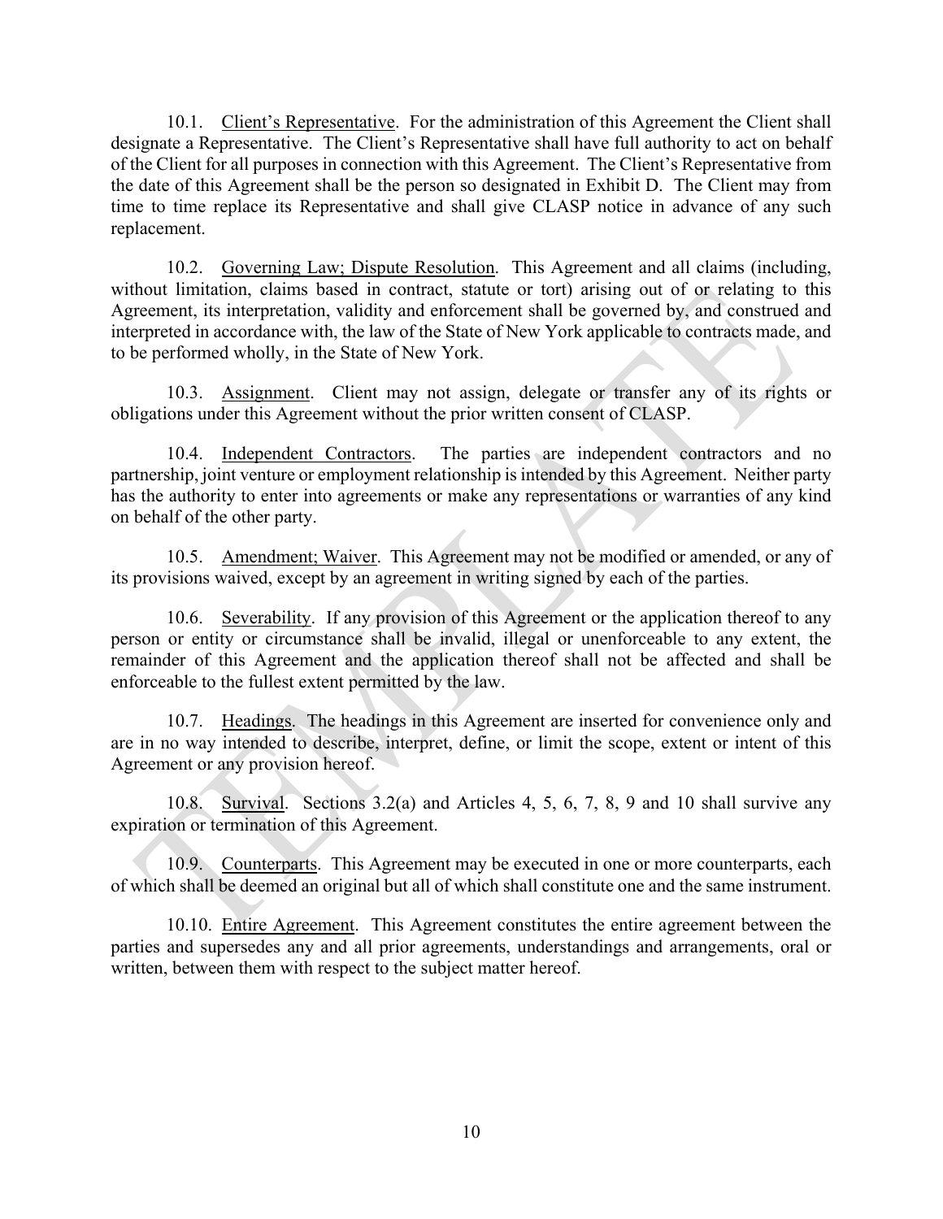10.1. Client's Representative. For the administration of this Agreement the Client shall designate a Representative. The Client's Representative shall have full authority to act on behalf of the Client for all purposes in connection with this Agreement. The Client's Representative from the date of this Agreement shall be the person so designated in Exhibit D. The Client may from time to time replace its Representative and shall give CLASP notice in advance of any such replacement.

10.2. Governing Law; Dispute Resolution. This Agreement and all claims (including, without limitation, claims based in contract, statute or tort) arising out of or relating to this Agreement, its interpretation, validity and enforcement shall be governed by, and construed and interpreted in accordance with, the law of the State of New York applicable to contracts made, and to be performed wholly, in the State of New York.

10.3. Assignment. Client may not assign, delegate or transfer any of its rights or obligations under this Agreement without the prior written consent of CLASP.

10.4. Independent Contractors. The parties are independent contractors and no partnership, joint venture or employment relationship is intended by this Agreement. Neither party has the authority to enter into agreements or make any representations or warranties of any kind on behalf of the other party.

10.5. Amendment; Waiver. This Agreement may not be modified or amended, or any of its provisions waived, except by an agreement in writing signed by each of the parties.

10.6. Severability. If any provision of this Agreement or the application thereof to any person or entity or circumstance shall be invalid, illegal or unenforceable to any extent, the remainder of this Agreement and the application thereof shall not be affected and shall be enforceable to the fullest extent permitted by the law.

10.7. Headings. The headings in this Agreement are inserted for convenience only and are in no way intended to describe, interpret, define, or limit the scope, extent or intent of this Agreement or any provision hereof.

10.8. Survival. Sections 3.2(a) and Articles 4, 5, 6, 7, 8, 9 and 10 shall survive any expiration or termination of this Agreement.

10.9. Counterparts. This Agreement may be executed in one or more counterparts, each of which shall be deemed an original but all of which shall constitute one and the same instrument.

10.10. Entire Agreement. This Agreement constitutes the entire agreement between the parties and supersedes any and all prior agreements, understandings and arrangements, oral or written, between them with respect to the subject matter hereof.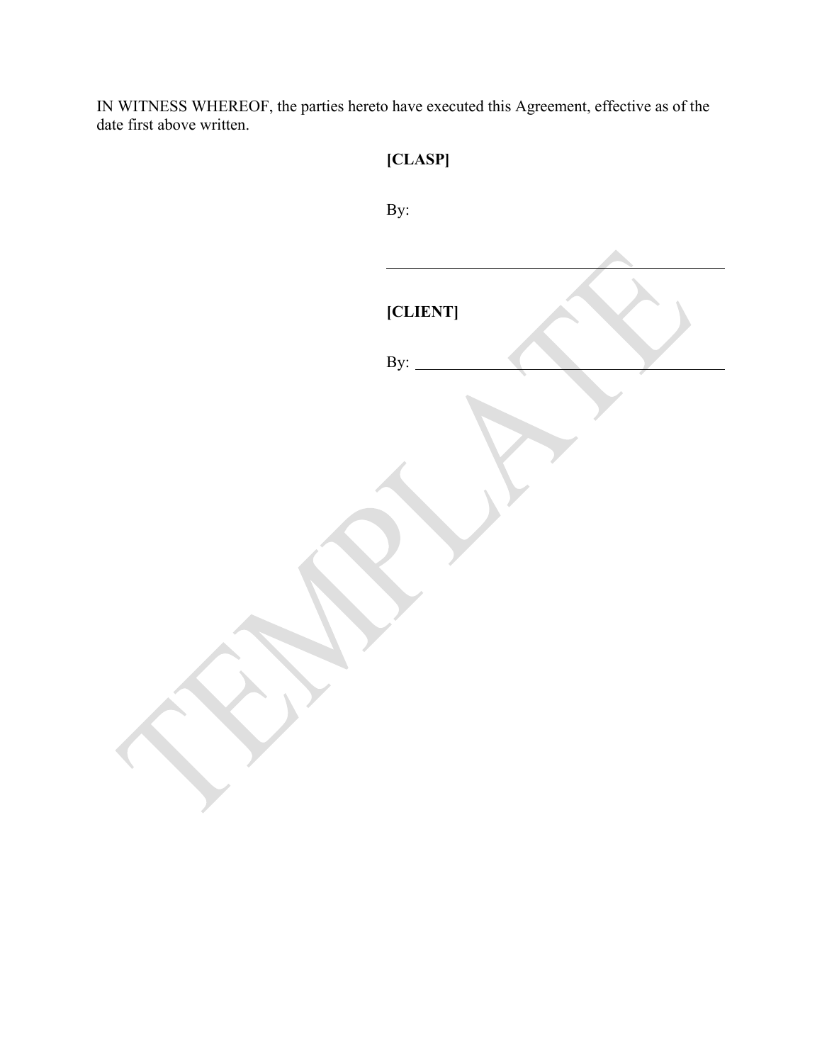IN WITNESS WHEREOF, the parties hereto have executed this Agreement, effective as of the date first above written.

**[CLASP]**

By:

\_\_\_\_\_\_\_\_\_\_\_\_\_\_\_\_\_\_\_\_\_\_\_\_\_\_\_\_\_\_\_\_\_\_\_\_\_\_\_\_

**[CLIENT]**

By: \_\_\_\_\_\_\_\_\_\_\_\_\_\_\_\_\_\_\_\_\_\_\_\_\_\_\_\_\_\_\_\_\_\_\_\_\_\_\_\_

TEMPLATE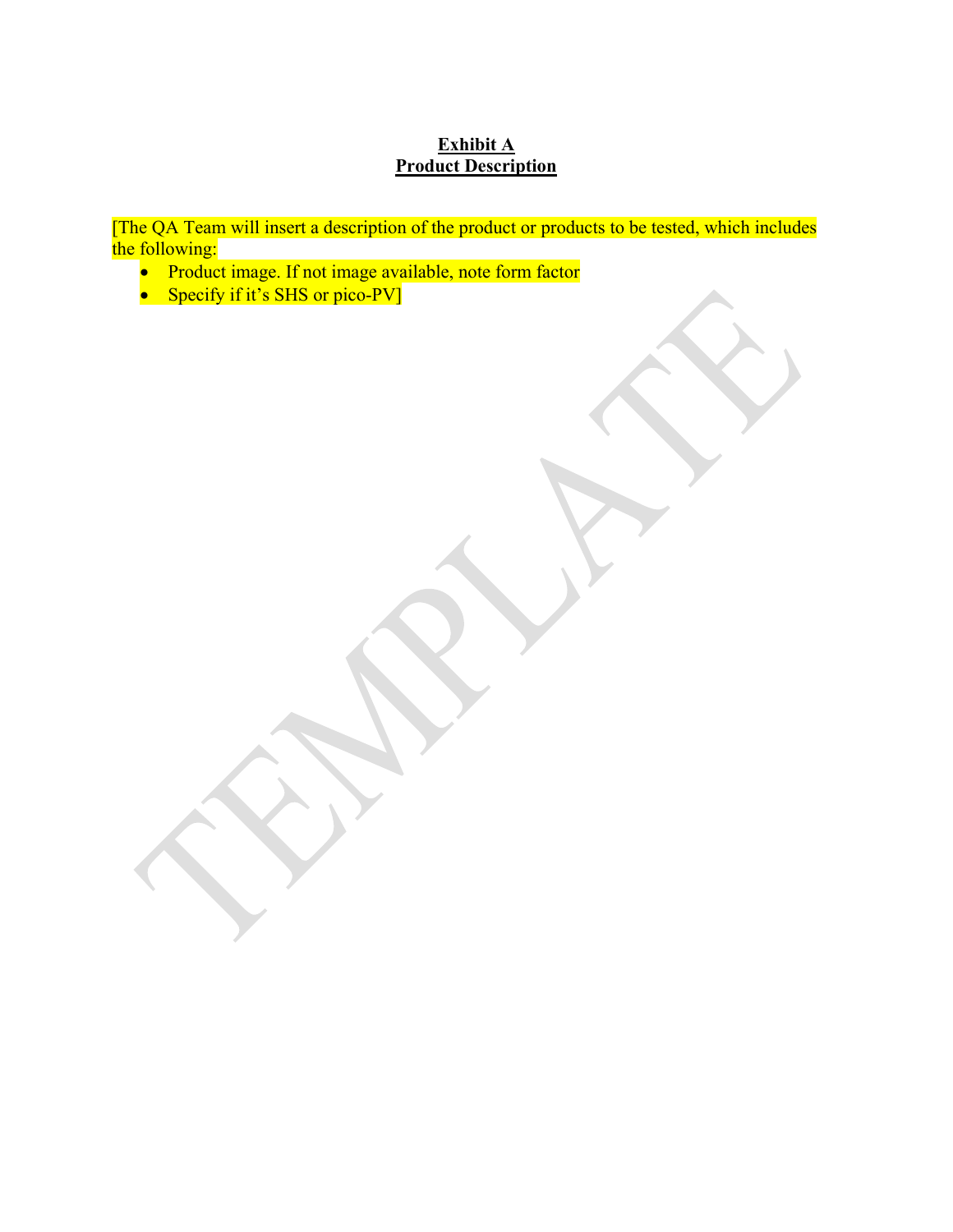**Exhibit A**
**Product Description**

[The QA Team will insert a description of the product or products to be tested, which includes the following:

- Product image. If not image available, note form factor
- Specify if it's SHS or pico-PV]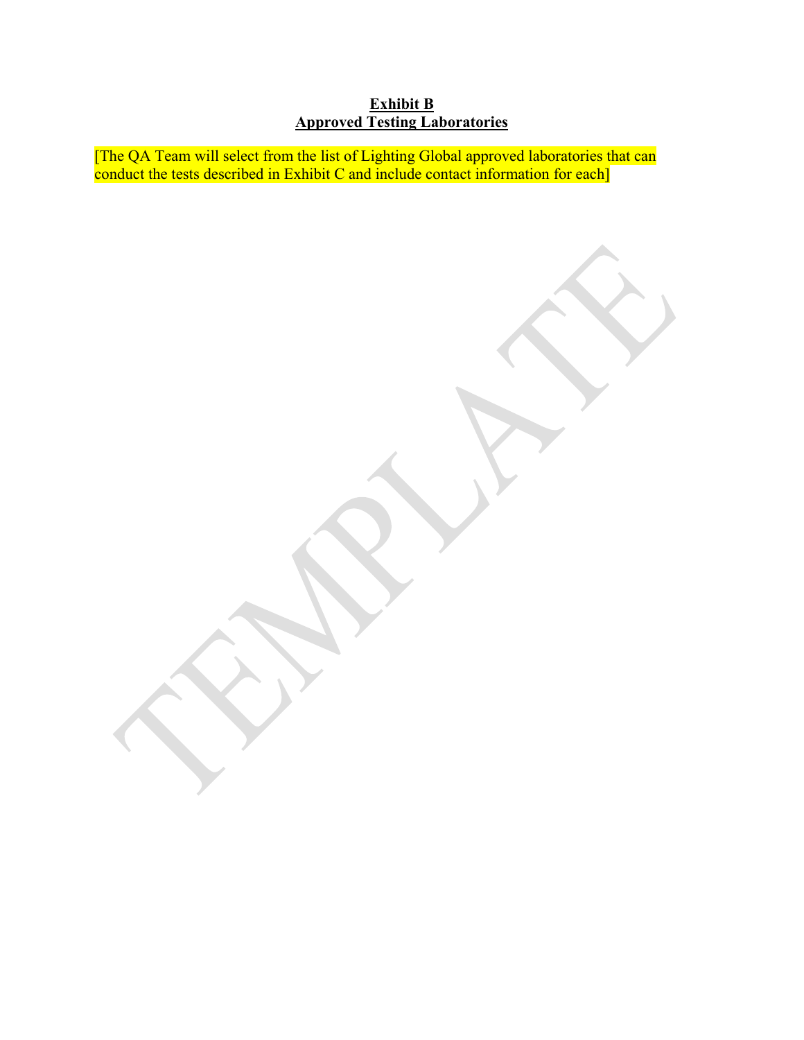**Exhibit B**
**Approved Testing Laboratories**

[The QA Team will select from the list of Lighting Global approved laboratories that can conduct the tests described in Exhibit C and include contact information for each]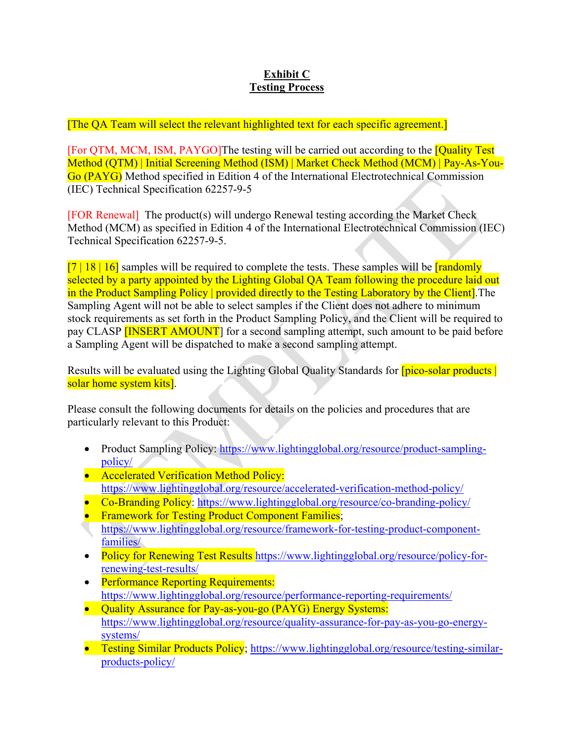**Exhibit C**
**Testing Process**

[The QA Team will select the relevant highlighted text for each specific agreement.]

[For QTM, MCM, ISM, PAYGO]The testing will be carried out according to the [Quality Test Method (QTM) | Initial Screening Method (ISM) | Market Check Method (MCM) | Pay-As-You-Go (PAYG) Method specified in Edition 4 of the International Electrotechnical Commission (IEC) Technical Specification 62257-9-5

[FOR Renewal] The product(s) will undergo Renewal testing according the Market Check Method (MCM) as specified in Edition 4 of the International Electrotechnical Commission (IEC) Technical Specification 62257-9-5.

[7 | 18 | 16] samples will be required to complete the tests. These samples will be [randomly selected by a party appointed by the Lighting Global QA Team following the procedure laid out in the Product Sampling Policy | provided directly to the Testing Laboratory by the Client].The Sampling Agent will not be able to select samples if the Client does not adhere to minimum stock requirements as set forth in the Product Sampling Policy, and the Client will be required to pay CLASP [INSERT AMOUNT] for a second sampling attempt, such amount to be paid before a Sampling Agent will be dispatched to make a second sampling attempt.

Results will be evaluated using the Lighting Global Quality Standards for [pico-solar products | solar home system kits].

Please consult the following documents for details on the policies and procedures that are particularly relevant to this Product:

- Product Sampling Policy: https://www.lightingglobal.org/resource/product-sampling-policy/
- Accelerated Verification Method Policy: https://www.lightingglobal.org/resource/accelerated-verification-method-policy/
- Co-Branding Policy: https://www.lightingglobal.org/resource/co-branding-policy/
- Framework for Testing Product Component Families; https://www.lightingglobal.org/resource/framework-for-testing-product-component-families/
- Policy for Renewing Test Results https://www.lightingglobal.org/resource/policy-for-renewing-test-results/
- Performance Reporting Requirements: https://www.lightingglobal.org/resource/performance-reporting-requirements/
- Quality Assurance for Pay-as-you-go (PAYG) Energy Systems: https://www.lightingglobal.org/resource/quality-assurance-for-pay-as-you-go-energy-systems/
- Testing Similar Products Policy; https://www.lightingglobal.org/resource/testing-similar-products-policy/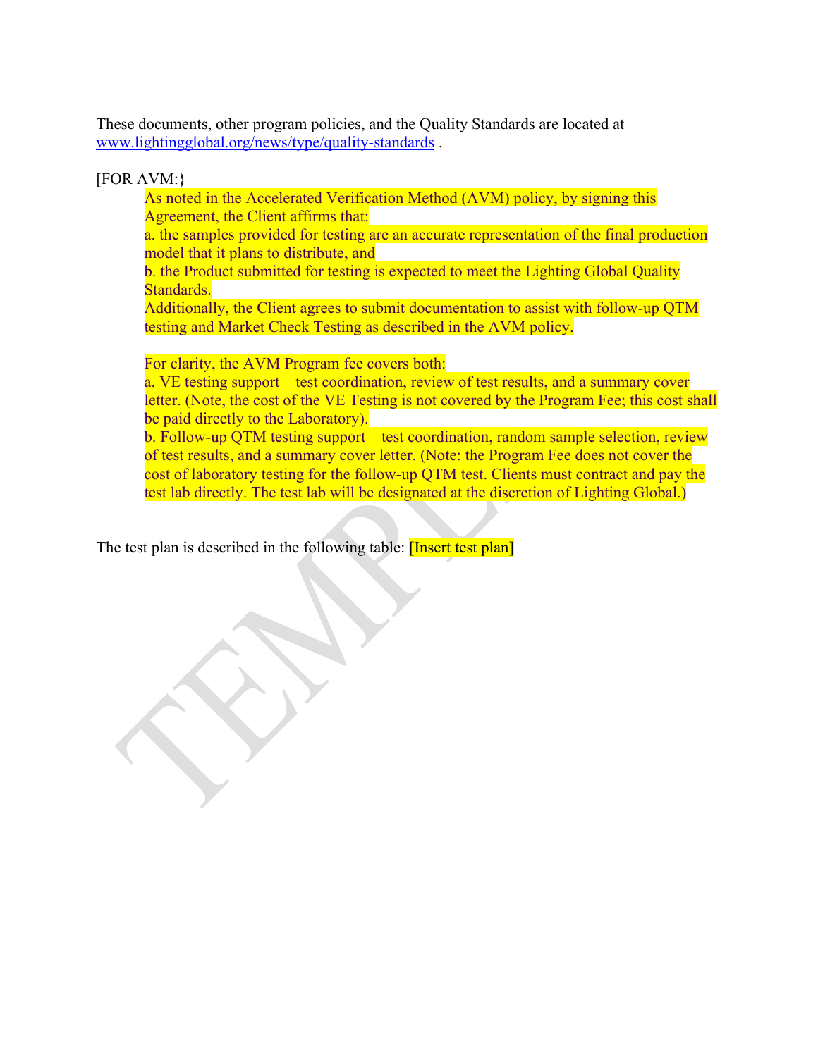These documents, other program policies, and the Quality Standards are located at [www.lightingglobal.org/news/type/quality-standards](http://www.lightingglobal.org/news/type/quality-standards) .

[FOR AVM:}

> As noted in the Accelerated Verification Method (AVM) policy, by signing this Agreement, the Client affirms that:
> a. the samples provided for testing are an accurate representation of the final production model that it plans to distribute, and
> b. the Product submitted for testing is expected to meet the Lighting Global Quality Standards.
> Additionally, the Client agrees to submit documentation to assist with follow-up QTM testing and Market Check Testing as described in the AVM policy.
>
> For clarity, the AVM Program fee covers both:
> a. VE testing support – test coordination, review of test results, and a summary cover letter. (Note, the cost of the VE Testing is not covered by the Program Fee; this cost shall be paid directly to the Laboratory).
> b. Follow-up QTM testing support – test coordination, random sample selection, review of test results, and a summary cover letter. (Note: the Program Fee does not cover the cost of laboratory testing for the follow-up QTM test. Clients must contract and pay the test lab directly. The test lab will be designated at the discretion of Lighting Global.)

The test plan is described in the following table: [Insert test plan]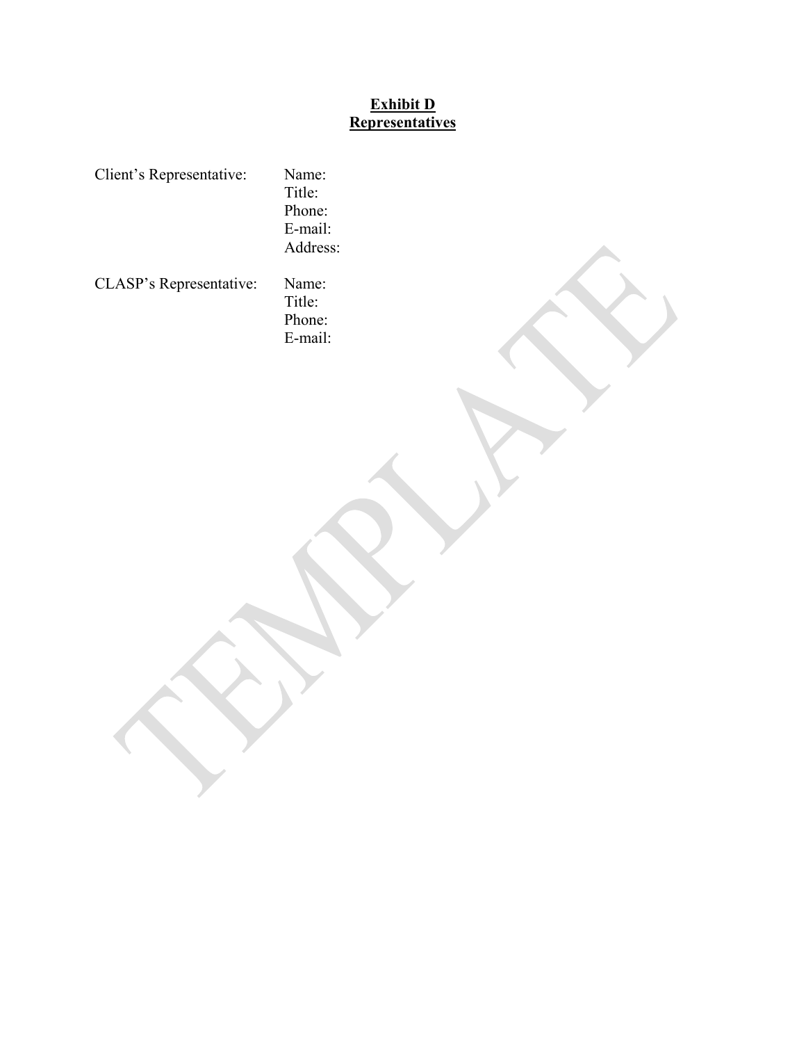# **Exhibit D**
# **Representatives**

| | |
|---|---|
| Client's Representative: | Name:<br>Title:<br>Phone:<br>E-mail:<br>Address: |
| CLASP's Representative: | Name:<br>Title:<br>Phone:<br>E-mail: |